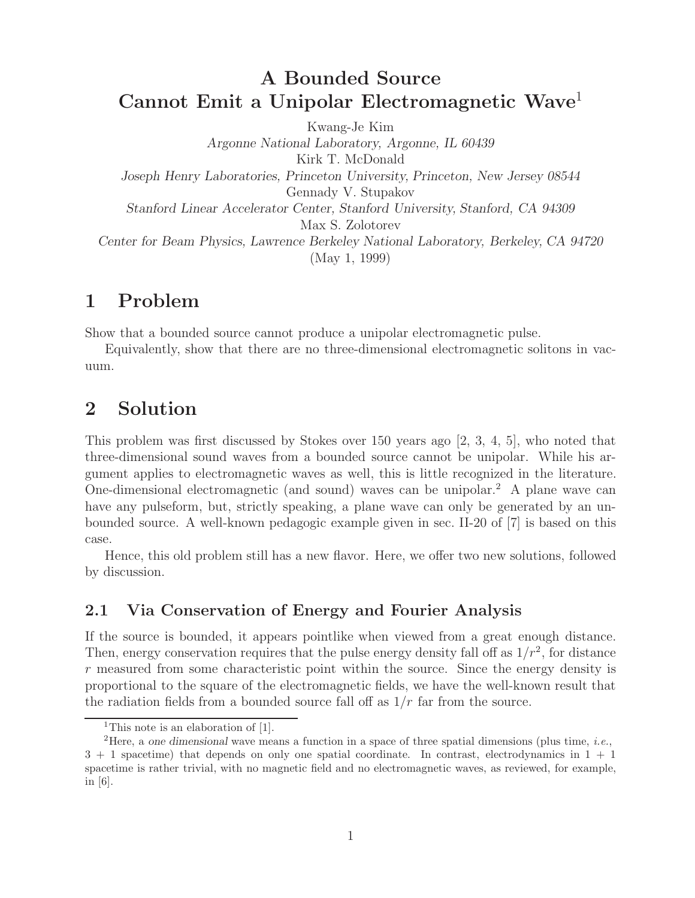# A Bounded Source Cannot Emit a Unipolar Electromagnetic Wave[1]

Kwang-Je Kim

*Argonne National Laboratory, Argonne, IL 60439*

Kirk T. McDonald

*Joseph Henry Laboratories, Princeton University, Princeton, New Jersey 08544*

Gennady V. Stupakov

*Stanford Linear Accelerator Center, Stanford University, Stanford, CA 94309*

Max S. Zolotorev

*Center for Beam Physics, Lawrence Berkeley National Laboratory, Berkeley, CA 94720*

(May 1, 1999)

## 1 Problem

Show that a bounded source cannot produce a unipolar electromagnetic pulse.

Equivalently, show that there are no three-dimensional electromagnetic solitons in vacuum.

## 2 Solution

This problem was first discussed by Stokes over 150 years ago [2, 3, 4, 5], who noted that three-dimensional sound waves from a bounded source cannot be unipolar. While his argument applies to electromagnetic waves as well, this is little recognized in the literature. One-dimensional electromagnetic (and sound) waves can be unipolar.[2] A plane wave can have any pulseform, but, strictly speaking, a plane wave can only be generated by an unbounded source. A well-known pedagogic example given in sec. II-20 of [7] is based on this case.

Hence, this old problem still has a new flavor. Here, we offer two new solutions, followed by discussion.

### 2.1 Via Conservation of Energy and Fourier Analysis

If the source is bounded, it appears pointlike when viewed from a great enough distance. Then, energy conservation requires that the pulse energy density fall off as $1/r^2$, for distance $r$ measured from some characteristic point within the source. Since the energy density is proportional to the square of the electromagnetic fields, we have the well-known result that the radiation fields from a bounded source fall off as $1/r$ far from the source.

---

[1] This note is an elaboration of [1].

[2] Here, a *one dimensional* wave means a function in a space of three spatial dimensions (plus time, *i.e.*, 3 + 1 spacetime) that depends on only one spatial coordinate. In contrast, electrodynamics in 1 + 1 spacetime is rather trivial, with no magnetic field and no electromagnetic waves, as reviewed, for example, in [6].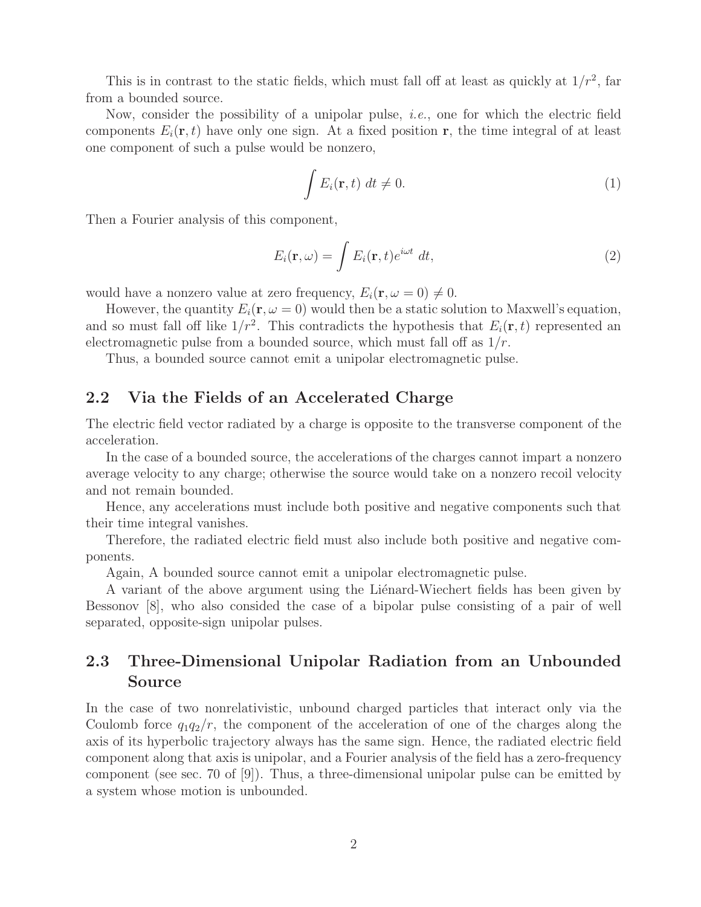This is in contrast to the static fields, which must fall off at least as quickly at $1/r^2$, far from a bounded source.

Now, consider the possibility of a unipolar pulse, *i.e.*, one for which the electric field components $E_i(\mathbf{r}, t)$ have only one sign. At a fixed position $\mathbf{r}$, the time integral of at least one component of such a pulse would be nonzero,

$$\int E_i(\mathbf{r}, t) \, dt \neq 0. \tag{1}$$

Then a Fourier analysis of this component,

$$E_i(\mathbf{r}, \omega) = \int E_i(\mathbf{r}, t) e^{i\omega t} \, dt, \tag{2}$$

would have a nonzero value at zero frequency, $E_i(\mathbf{r}, \omega = 0) \neq 0$.

However, the quantity $E_i(\mathbf{r}, \omega = 0)$ would then be a static solution to Maxwell's equation, and so must fall off like $1/r^2$. This contradicts the hypothesis that $E_i(\mathbf{r}, t)$ represented an electromagnetic pulse from a bounded source, which must fall off as $1/r$.

Thus, a bounded source cannot emit a unipolar electromagnetic pulse.

## 2.2 Via the Fields of an Accelerated Charge

The electric field vector radiated by a charge is opposite to the transverse component of the acceleration.

In the case of a bounded source, the accelerations of the charges cannot impart a nonzero average velocity to any charge; otherwise the source would take on a nonzero recoil velocity and not remain bounded.

Hence, any accelerations must include both positive and negative components such that their time integral vanishes.

Therefore, the radiated electric field must also include both positive and negative components.

Again, A bounded source cannot emit a unipolar electromagnetic pulse.

A variant of the above argument using the Liénard-Wiechert fields has been given by Bessonov [8], who also consided the case of a bipolar pulse consisting of a pair of well separated, opposite-sign unipolar pulses.

## 2.3 Three-Dimensional Unipolar Radiation from an Unbounded Source

In the case of two nonrelativistic, unbound charged particles that interact only via the Coulomb force $q_1q_2/r$, the component of the acceleration of one of the charges along the axis of its hyperbolic trajectory always has the same sign. Hence, the radiated electric field component along that axis is unipolar, and a Fourier analysis of the field has a zero-frequency component (see sec. 70 of [9]). Thus, a three-dimensional unipolar pulse can be emitted by a system whose motion is unbounded.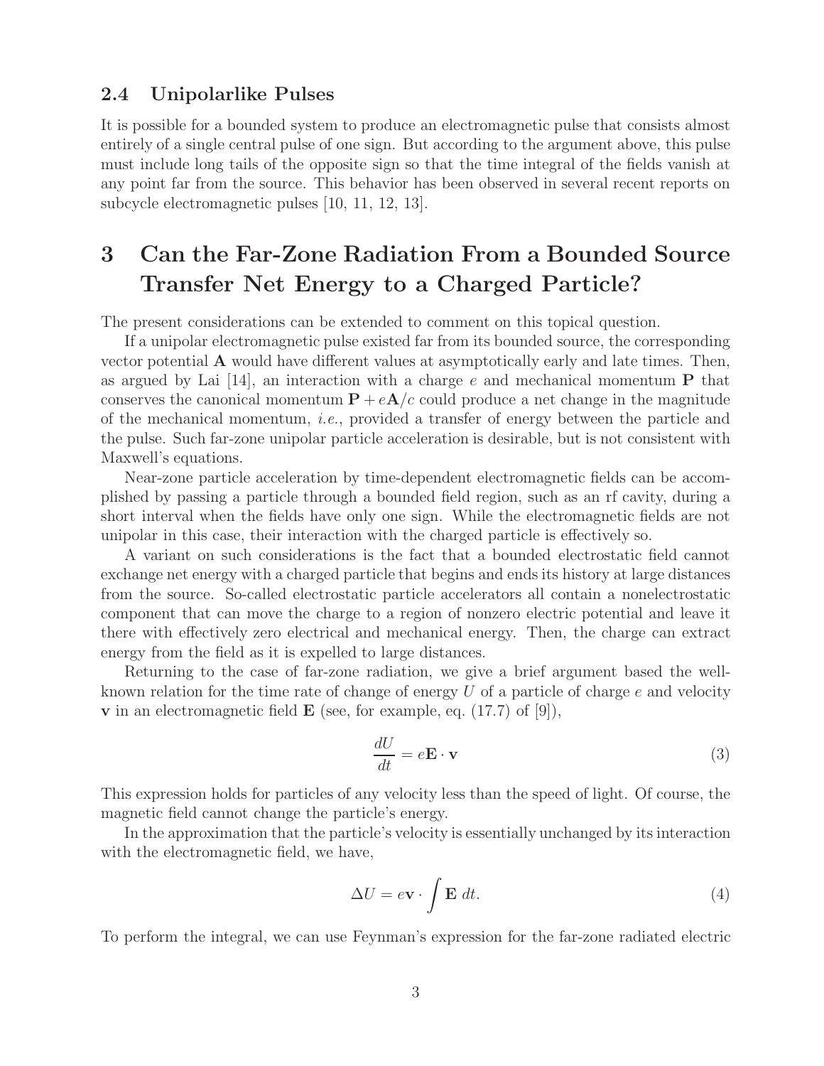### 2.4 Unipolarlike Pulses

It is possible for a bounded system to produce an electromagnetic pulse that consists almost entirely of a single central pulse of one sign. But according to the argument above, this pulse must include long tails of the opposite sign so that the time integral of the fields vanish at any point far from the source. This behavior has been observed in several recent reports on subcycle electromagnetic pulses [10, 11, 12, 13].

# 3 Can the Far-Zone Radiation From a Bounded Source Transfer Net Energy to a Charged Particle?

The present considerations can be extended to comment on this topical question.

If a unipolar electromagnetic pulse existed far from its bounded source, the corresponding vector potential $\mathbf{A}$ would have different values at asymptotically early and late times. Then, as argued by Lai [14], an interaction with a charge $e$ and mechanical momentum $\mathbf{P}$ that conserves the canonical momentum $\mathbf{P} + e\mathbf{A}/c$ could produce a net change in the magnitude of the mechanical momentum, *i.e.*, provided a transfer of energy between the particle and the pulse. Such far-zone unipolar particle acceleration is desirable, but is not consistent with Maxwell's equations.

Near-zone particle acceleration by time-dependent electromagnetic fields can be accomplished by passing a particle through a bounded field region, such as an rf cavity, during a short interval when the fields have only one sign. While the electromagnetic fields are not unipolar in this case, their interaction with the charged particle is effectively so.

A variant on such considerations is the fact that a bounded electrostatic field cannot exchange net energy with a charged particle that begins and ends its history at large distances from the source. So-called electrostatic particle accelerators all contain a nonelectrostatic component that can move the charge to a region of nonzero electric potential and leave it there with effectively zero electrical and mechanical energy. Then, the charge can extract energy from the field as it is expelled to large distances.

Returning to the case of far-zone radiation, we give a brief argument based the well-known relation for the time rate of change of energy $U$ of a particle of charge $e$ and velocity $\mathbf{v}$ in an electromagnetic field $\mathbf{E}$ (see, for example, eq. (17.7) of [9]),

$$\frac{dU}{dt} = e\mathbf{E} \cdot \mathbf{v} \tag{3}$$

This expression holds for particles of any velocity less than the speed of light. Of course, the magnetic field cannot change the particle's energy.

In the approximation that the particle's velocity is essentially unchanged by its interaction with the electromagnetic field, we have,

$$\Delta U = e\mathbf{v} \cdot \int \mathbf{E}\, dt. \tag{4}$$

To perform the integral, we can use Feynman's expression for the far-zone radiated electric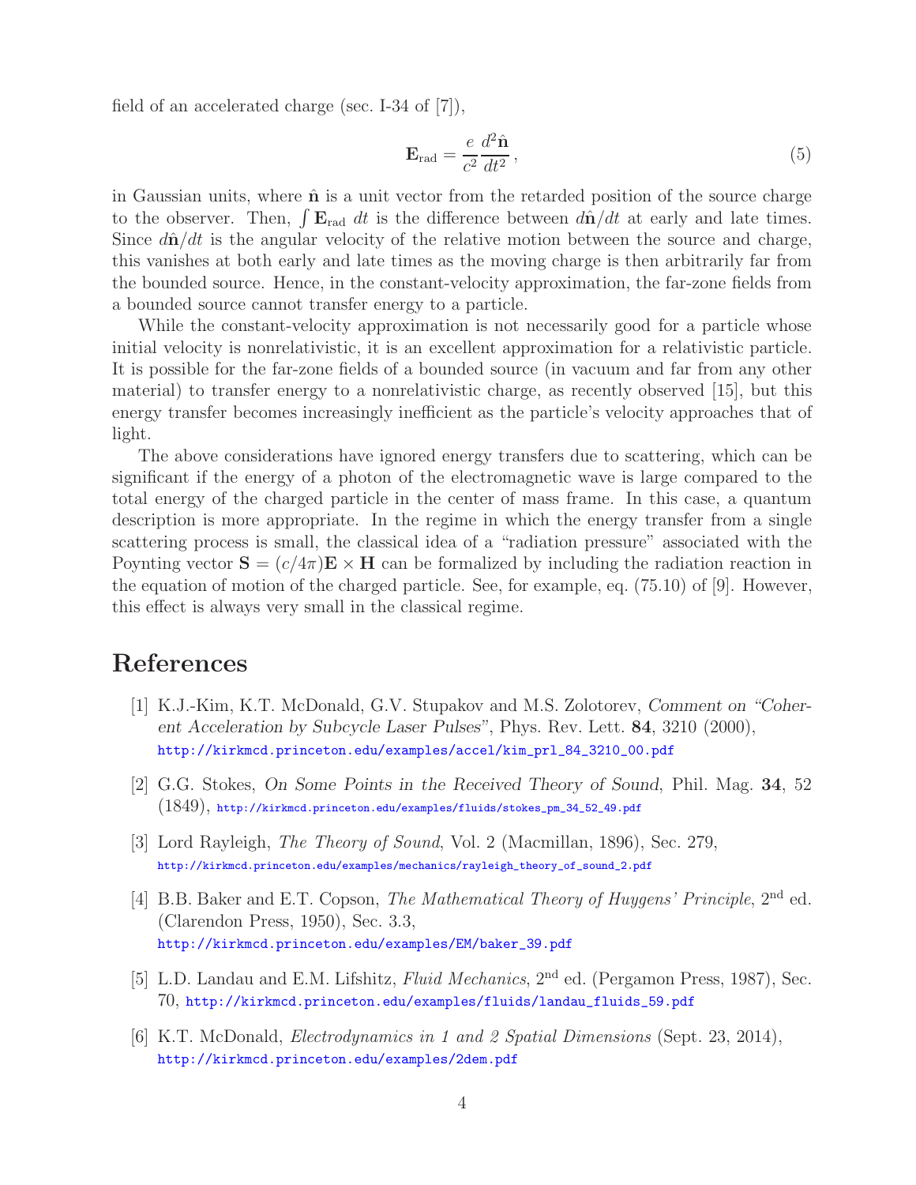field of an accelerated charge (sec. I-34 of [7]),

$$
\mathbf{E}_{\text{rad}} = \frac{e}{c^2}\frac{d^2\hat{\mathbf{n}}}{dt^2}\,, \tag{5}
$$

in Gaussian units, where $\hat{\mathbf{n}}$ is a unit vector from the retarded position of the source charge to the observer. Then, $\int \mathbf{E}_{\text{rad}}\ dt$ is the difference between $d\hat{\mathbf{n}}/dt$ at early and late times. Since $d\hat{\mathbf{n}}/dt$ is the angular velocity of the relative motion between the source and charge, this vanishes at both early and late times as the moving charge is then arbitrarily far from the bounded source. Hence, in the constant-velocity approximation, the far-zone fields from a bounded source cannot transfer energy to a particle.

While the constant-velocity approximation is not necessarily good for a particle whose initial velocity is nonrelativistic, it is an excellent approximation for a relativistic particle. It is possible for the far-zone fields of a bounded source (in vacuum and far from any other material) to transfer energy to a nonrelativistic charge, as recently observed [15], but this energy transfer becomes increasingly inefficient as the particle's velocity approaches that of light.

The above considerations have ignored energy transfers due to scattering, which can be significant if the energy of a photon of the electromagnetic wave is large compared to the total energy of the charged particle in the center of mass frame. In this case, a quantum description is more appropriate. In the regime in which the energy transfer from a single scattering process is small, the classical idea of a "radiation pressure" associated with the Poynting vector $\mathbf{S} = (c/4\pi)\mathbf{E}\times\mathbf{H}$ can be formalized by including the radiation reaction in the equation of motion of the charged particle. See, for example, eq. (75.10) of [9]. However, this effect is always very small in the classical regime.

# References

[1] K.J.-Kim, K.T. McDonald, G.V. Stupakov and M.S. Zolotorev, *Comment on "Coherent Acceleration by Subcycle Laser Pulses"*, Phys. Rev. Lett. **84**, 3210 (2000),
http://kirkmcd.princeton.edu/examples/accel/kim_prl_84_3210_00.pdf

[2] G.G. Stokes, *On Some Points in the Received Theory of Sound*, Phil. Mag. **34**, 52 (1849), http://kirkmcd.princeton.edu/examples/fluids/stokes_pm_34_52_49.pdf

[3] Lord Rayleigh, *The Theory of Sound*, Vol. 2 (Macmillan, 1896), Sec. 279,
http://kirkmcd.princeton.edu/examples/mechanics/rayleigh_theory_of_sound_2.pdf

[4] B.B. Baker and E.T. Copson, *The Mathematical Theory of Huygens' Principle*, 2nd ed. (Clarendon Press, 1950), Sec. 3.3,
http://kirkmcd.princeton.edu/examples/EM/baker_39.pdf

[5] L.D. Landau and E.M. Lifshitz, *Fluid Mechanics*, 2nd ed. (Pergamon Press, 1987), Sec. 70, http://kirkmcd.princeton.edu/examples/fluids/landau_fluids_59.pdf

[6] K.T. McDonald, *Electrodynamics in 1 and 2 Spatial Dimensions* (Sept. 23, 2014),
http://kirkmcd.princeton.edu/examples/2dem.pdf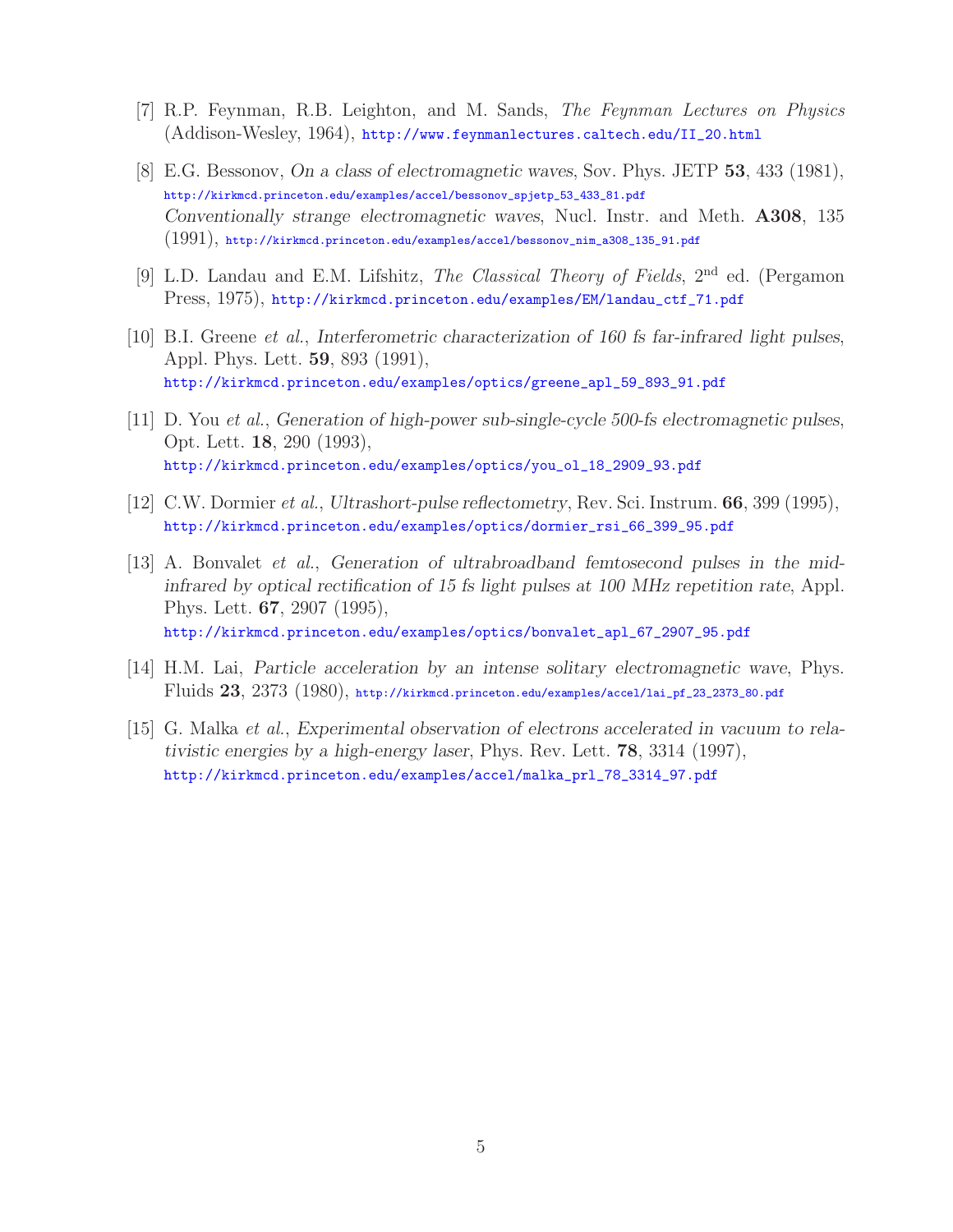[7] R.P. Feynman, R.B. Leighton, and M. Sands, *The Feynman Lectures on Physics* (Addison-Wesley, 1964), http://www.feynmanlectures.caltech.edu/II_20.html

[8] E.G. Bessonov, *On a class of electromagnetic waves*, Sov. Phys. JETP **53**, 433 (1981), http://kirkmcd.princeton.edu/examples/accel/bessonov_spjetp_53_433_81.pdf
*Conventionally strange electromagnetic waves*, Nucl. Instr. and Meth. **A308**, 135 (1991), http://kirkmcd.princeton.edu/examples/accel/bessonov_nim_a308_135_91.pdf

[9] L.D. Landau and E.M. Lifshitz, *The Classical Theory of Fields*, 2nd ed. (Pergamon Press, 1975), http://kirkmcd.princeton.edu/examples/EM/landau_ctf_71.pdf

[10] B.I. Greene *et al.*, *Interferometric characterization of 160 fs far-infrared light pulses*, Appl. Phys. Lett. **59**, 893 (1991),
http://kirkmcd.princeton.edu/examples/optics/greene_apl_59_893_91.pdf

[11] D. You *et al.*, *Generation of high-power sub-single-cycle 500-fs electromagnetic pulses*, Opt. Lett. **18**, 290 (1993),
http://kirkmcd.princeton.edu/examples/optics/you_ol_18_2909_93.pdf

[12] C.W. Dormier *et al.*, *Ultrashort-pulse reflectometry*, Rev. Sci. Instrum. **66**, 399 (1995),
http://kirkmcd.princeton.edu/examples/optics/dormier_rsi_66_399_95.pdf

[13] A. Bonvalet *et al.*, *Generation of ultrabroadband femtosecond pulses in the mid-infrared by optical rectification of 15 fs light pulses at 100 MHz repetition rate*, Appl. Phys. Lett. **67**, 2907 (1995),
http://kirkmcd.princeton.edu/examples/optics/bonvalet_apl_67_2907_95.pdf

[14] H.M. Lai, *Particle acceleration by an intense solitary electromagnetic wave*, Phys. Fluids **23**, 2373 (1980), http://kirkmcd.princeton.edu/examples/accel/lai_pf_23_2373_80.pdf

[15] G. Malka *et al.*, *Experimental observation of electrons accelerated in vacuum to relativistic energies by a high-energy laser*, Phys. Rev. Lett. **78**, 3314 (1997),
http://kirkmcd.princeton.edu/examples/accel/malka_prl_78_3314_97.pdf